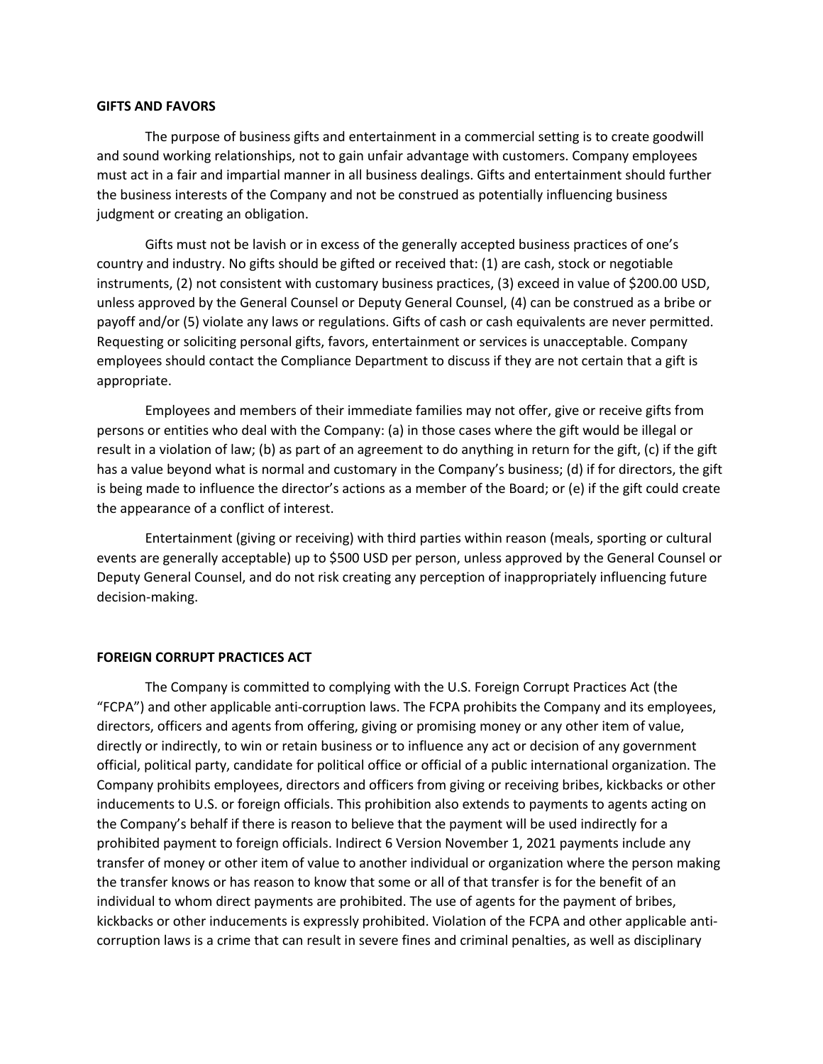**GIFTS AND FAVORS**

The purpose of business gifts and entertainment in a commercial setting is to create goodwill and sound working relationships, not to gain unfair advantage with customers. Company employees must act in a fair and impartial manner in all business dealings. Gifts and entertainment should further the business interests of the Company and not be construed as potentially influencing business judgment or creating an obligation.

Gifts must not be lavish or in excess of the generally accepted business practices of one's country and industry. No gifts should be gifted or received that: (1) are cash, stock or negotiable instruments, (2) not consistent with customary business practices, (3) exceed in value of $200.00 USD, unless approved by the General Counsel or Deputy General Counsel, (4) can be construed as a bribe or payoff and/or (5) violate any laws or regulations. Gifts of cash or cash equivalents are never permitted. Requesting or soliciting personal gifts, favors, entertainment or services is unacceptable. Company employees should contact the Compliance Department to discuss if they are not certain that a gift is appropriate.

Employees and members of their immediate families may not offer, give or receive gifts from persons or entities who deal with the Company: (a) in those cases where the gift would be illegal or result in a violation of law; (b) as part of an agreement to do anything in return for the gift, (c) if the gift has a value beyond what is normal and customary in the Company's business; (d) if for directors, the gift is being made to influence the director's actions as a member of the Board; or (e) if the gift could create the appearance of a conflict of interest.

Entertainment (giving or receiving) with third parties within reason (meals, sporting or cultural events are generally acceptable) up to $500 USD per person, unless approved by the General Counsel or Deputy General Counsel, and do not risk creating any perception of inappropriately influencing future decision-making.

**FOREIGN CORRUPT PRACTICES ACT**

The Company is committed to complying with the U.S. Foreign Corrupt Practices Act (the "FCPA") and other applicable anti-corruption laws. The FCPA prohibits the Company and its employees, directors, officers and agents from offering, giving or promising money or any other item of value, directly or indirectly, to win or retain business or to influence any act or decision of any government official, political party, candidate for political office or official of a public international organization. The Company prohibits employees, directors and officers from giving or receiving bribes, kickbacks or other inducements to U.S. or foreign officials. This prohibition also extends to payments to agents acting on the Company's behalf if there is reason to believe that the payment will be used indirectly for a prohibited payment to foreign officials. Indirect payments include any transfer of money or other item of value to another individual or organization where the person making the transfer knows or has reason to know that some or all of that transfer is for the benefit of an individual to whom direct payments are prohibited. The use of agents for the payment of bribes, kickbacks or other inducements is expressly prohibited. Violation of the FCPA and other applicable anti-corruption laws is a crime that can result in severe fines and criminal penalties, as well as disciplinary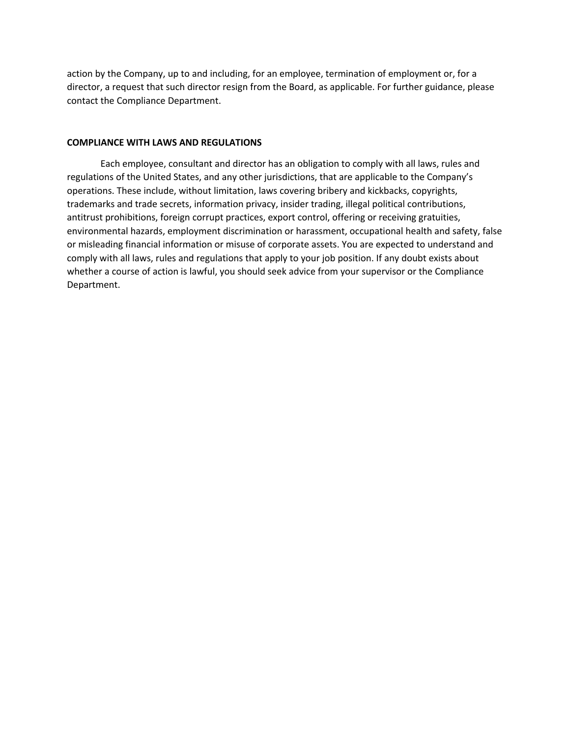action by the Company, up to and including, for an employee, termination of employment or, for a director, a request that such director resign from the Board, as applicable. For further guidance, please contact the Compliance Department.

**COMPLIANCE WITH LAWS AND REGULATIONS**

Each employee, consultant and director has an obligation to comply with all laws, rules and regulations of the United States, and any other jurisdictions, that are applicable to the Company's operations. These include, without limitation, laws covering bribery and kickbacks, copyrights, trademarks and trade secrets, information privacy, insider trading, illegal political contributions, antitrust prohibitions, foreign corrupt practices, export control, offering or receiving gratuities, environmental hazards, employment discrimination or harassment, occupational health and safety, false or misleading financial information or misuse of corporate assets. You are expected to understand and comply with all laws, rules and regulations that apply to your job position. If any doubt exists about whether a course of action is lawful, you should seek advice from your supervisor or the Compliance Department.